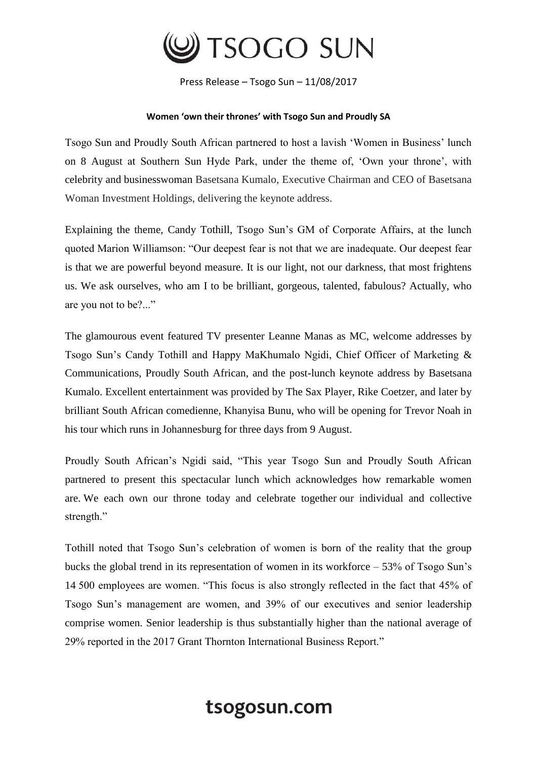# TSOGO SUN

Press Release – Tsogo Sun – 11/08/2017

**Women 'own their thrones' with Tsogo Sun and Proudly SA**

Tsogo Sun and Proudly South African partnered to host a lavish 'Women in Business' lunch on 8 August at Southern Sun Hyde Park, under the theme of, 'Own your throne', with celebrity and businesswoman Basetsana Kumalo, Executive Chairman and CEO of Basetsana Woman Investment Holdings, delivering the keynote address.

Explaining the theme, Candy Tothill, Tsogo Sun's GM of Corporate Affairs, at the lunch quoted Marion Williamson: "Our deepest fear is not that we are inadequate. Our deepest fear is that we are powerful beyond measure. It is our light, not our darkness, that most frightens us. We ask ourselves, who am I to be brilliant, gorgeous, talented, fabulous? Actually, who are you not to be?..."

The glamourous event featured TV presenter Leanne Manas as MC, welcome addresses by Tsogo Sun's Candy Tothill and Happy MaKhumalo Ngidi, Chief Officer of Marketing & Communications, Proudly South African, and the post-lunch keynote address by Basetsana Kumalo. Excellent entertainment was provided by The Sax Player, Rike Coetzer, and later by brilliant South African comedienne, Khanyisa Bunu, who will be opening for Trevor Noah in his tour which runs in Johannesburg for three days from 9 August.

Proudly South African's Ngidi said, "This year Tsogo Sun and Proudly South African partnered to present this spectacular lunch which acknowledges how remarkable women are. We each own our throne today and celebrate together our individual and collective strength."

Tothill noted that Tsogo Sun's celebration of women is born of the reality that the group bucks the global trend in its representation of women in its workforce – 53% of Tsogo Sun's 14 500 employees are women. "This focus is also strongly reflected in the fact that 45% of Tsogo Sun's management are women, and 39% of our executives and senior leadership comprise women. Senior leadership is thus substantially higher than the national average of 29% reported in the 2017 Grant Thornton International Business Report."

**tsogosun.com**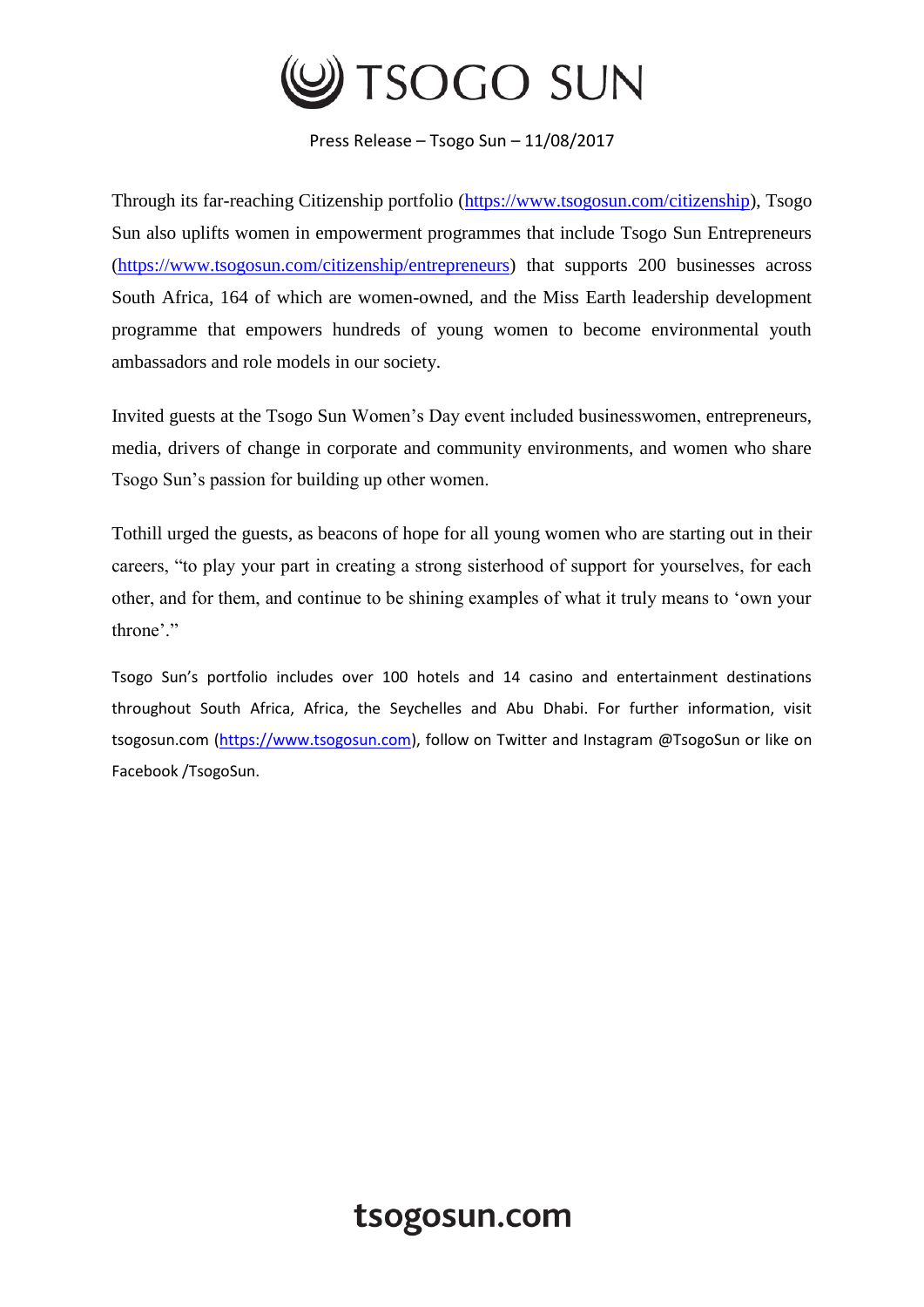Through its far-reaching Citizenship portfolio (https://www.tsogosun.com/citizenship), Tsogo Sun also uplifts women in empowerment programmes that include Tsogo Sun Entrepreneurs (https://www.tsogosun.com/citizenship/entrepreneurs) that supports 200 businesses across South Africa, 164 of which are women-owned, and the Miss Earth leadership development programme that empowers hundreds of young women to become environmental youth ambassadors and role models in our society.

Invited guests at the Tsogo Sun Women's Day event included businesswomen, entrepreneurs, media, drivers of change in corporate and community environments, and women who share Tsogo Sun's passion for building up other women.

Tothill urged the guests, as beacons of hope for all young women who are starting out in their careers, "to play your part in creating a strong sisterhood of support for yourselves, for each other, and for them, and continue to be shining examples of what it truly means to 'own your throne'."

Tsogo Sun's portfolio includes over 100 hotels and 14 casino and entertainment destinations throughout South Africa, Africa, the Seychelles and Abu Dhabi. For further information, visit tsogosun.com (https://www.tsogosun.com), follow on Twitter and Instagram @TsogoSun or like on Facebook /TsogoSun.